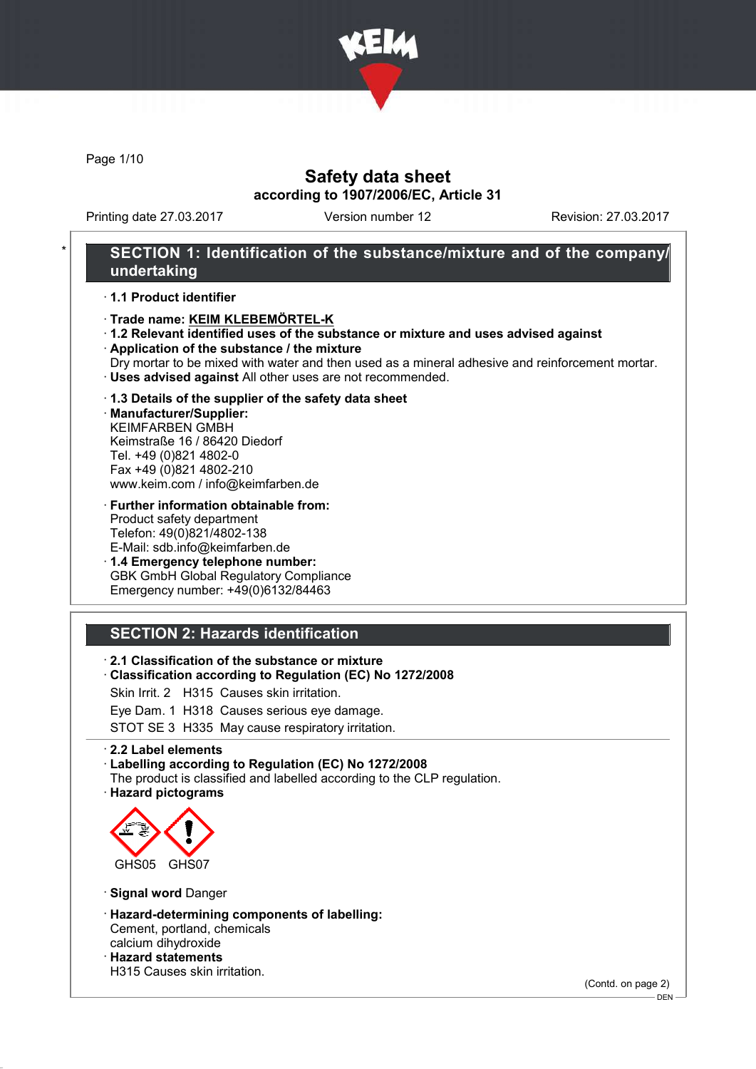# Safety data sheet

## according to 1907/2006/EC, Article 31

Printing date 27.03.2017 Version number 12 Revision: 27.03.2017

## SECTION 1: Identification of the substance/mixture and of the company/ undertaking

· **1.1 Product identifier**

· **Trade name: KEIM KLEBEMÖRTEL-K**

· **1.2 Relevant identified uses of the substance or mixture and uses advised against**

· **Application of the substance / the mixture**

Dry mortar to be mixed with water and then used as a mineral adhesive and reinforcement mortar.

· **Uses advised against** All other uses are not recommended.

· **1.3 Details of the supplier of the safety data sheet**

· **Manufacturer/Supplier:**

KEIMFARBEN GMBH
Keimstraße 16 / 86420 Diedorf
Tel. +49 (0)821 4802-0
Fax +49 (0)821 4802-210
www.keim.com / info@keimfarben.de

· **Further information obtainable from:**

Product safety department
Telefon: 49(0)821/4802-138
E-Mail: sdb.info@keimfarben.de

· **1.4 Emergency telephone number:**

GBK GmbH Global Regulatory Compliance
Emergency number: +49(0)6132/84463

## SECTION 2: Hazards identification

· **2.1 Classification of the substance or mixture**

· **Classification according to Regulation (EC) No 1272/2008**

Skin Irrit. 2 H315 Causes skin irritation.

Eye Dam. 1 H318 Causes serious eye damage.

STOT SE 3 H335 May cause respiratory irritation.

· **2.2 Label elements**

· **Labelling according to Regulation (EC) No 1272/2008**

The product is classified and labelled according to the CLP regulation.

· **Hazard pictograms**

GHS05 GHS07

· **Signal word** Danger

· **Hazard-determining components of labelling:**

Cement, portland, chemicals
calcium dihydroxide

· **Hazard statements**

H315 Causes skin irritation.

(Contd. on page 2)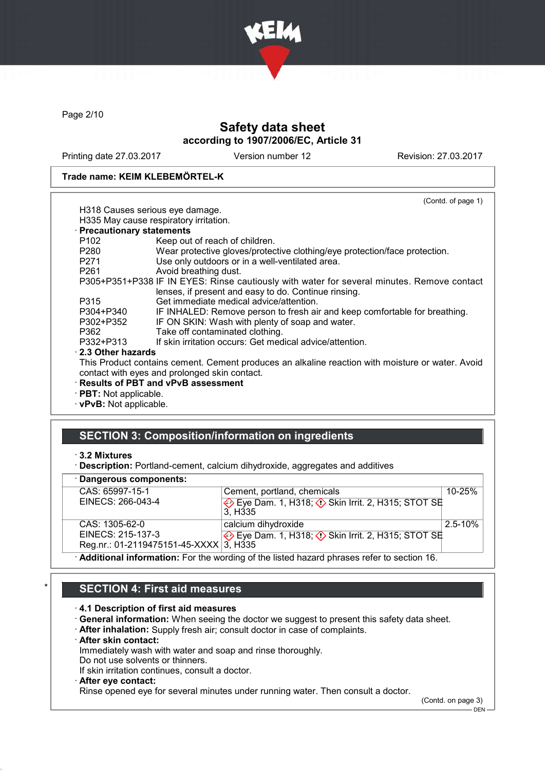**Trade name: KEIM KLEBEMÖRTEL-K**

(Contd. of page 1)

H318 Causes serious eye damage.
H335 May cause respiratory irritation.

· **Precautionary statements**

| | |
|---|---|
| P102 | Keep out of reach of children. |
| P280 | Wear protective gloves/protective clothing/eye protection/face protection. |
| P271 | Use only outdoors or in a well-ventilated area. |
| P261 | Avoid breathing dust. |
| P305+P351+P338 | IF IN EYES: Rinse cautiously with water for several minutes. Remove contact lenses, if present and easy to do. Continue rinsing. |
| P315 | Get immediate medical advice/attention. |
| P304+P340 | IF INHALED: Remove person to fresh air and keep comfortable for breathing. |
| P302+P352 | IF ON SKIN: Wash with plenty of soap and water. |
| P362 | Take off contaminated clothing. |
| P332+P313 | If skin irritation occurs: Get medical advice/attention. |

· **2.3 Other hazards**

This Product contains cement. Cement produces an alkaline reaction with moisture or water. Avoid contact with eyes and prolonged skin contact.

· **Results of PBT and vPvB assessment**
· **PBT:** Not applicable.
· **vPvB:** Not applicable.

## SECTION 3: Composition/information on ingredients

· **3.2 Mixtures**
· **Description:** Portland-cement, calcium dihydroxide, aggregates and additives

· **Dangerous components:**

| | | |
|---|---|---|
| CAS: 65997-15-1<br>EINECS: 266-043-4 | Cement, portland, chemicals<br>Eye Dam. 1, H318; Skin Irrit. 2, H315; STOT SE 3, H335 | 10-25% |
| CAS: 1305-62-0<br>EINECS: 215-137-3<br>Reg.nr.: 01-2119475151-45-XXXX | calcium dihydroxide<br>Eye Dam. 1, H318; Skin Irrit. 2, H315; STOT SE 3, H335 | 2.5-10% |

· **Additional information:** For the wording of the listed hazard phrases refer to section 16.

## SECTION 4: First aid measures

· **4.1 Description of first aid measures**
· **General information:** When seeing the doctor we suggest to present this safety data sheet.
· **After inhalation:** Supply fresh air; consult doctor in case of complaints.
· **After skin contact:**

Immediately wash with water and soap and rinse thoroughly.
Do not use solvents or thinners.
If skin irritation continues, consult a doctor.

· **After eye contact:**

Rinse opened eye for several minutes under running water. Then consult a doctor.

(Contd. on page 3)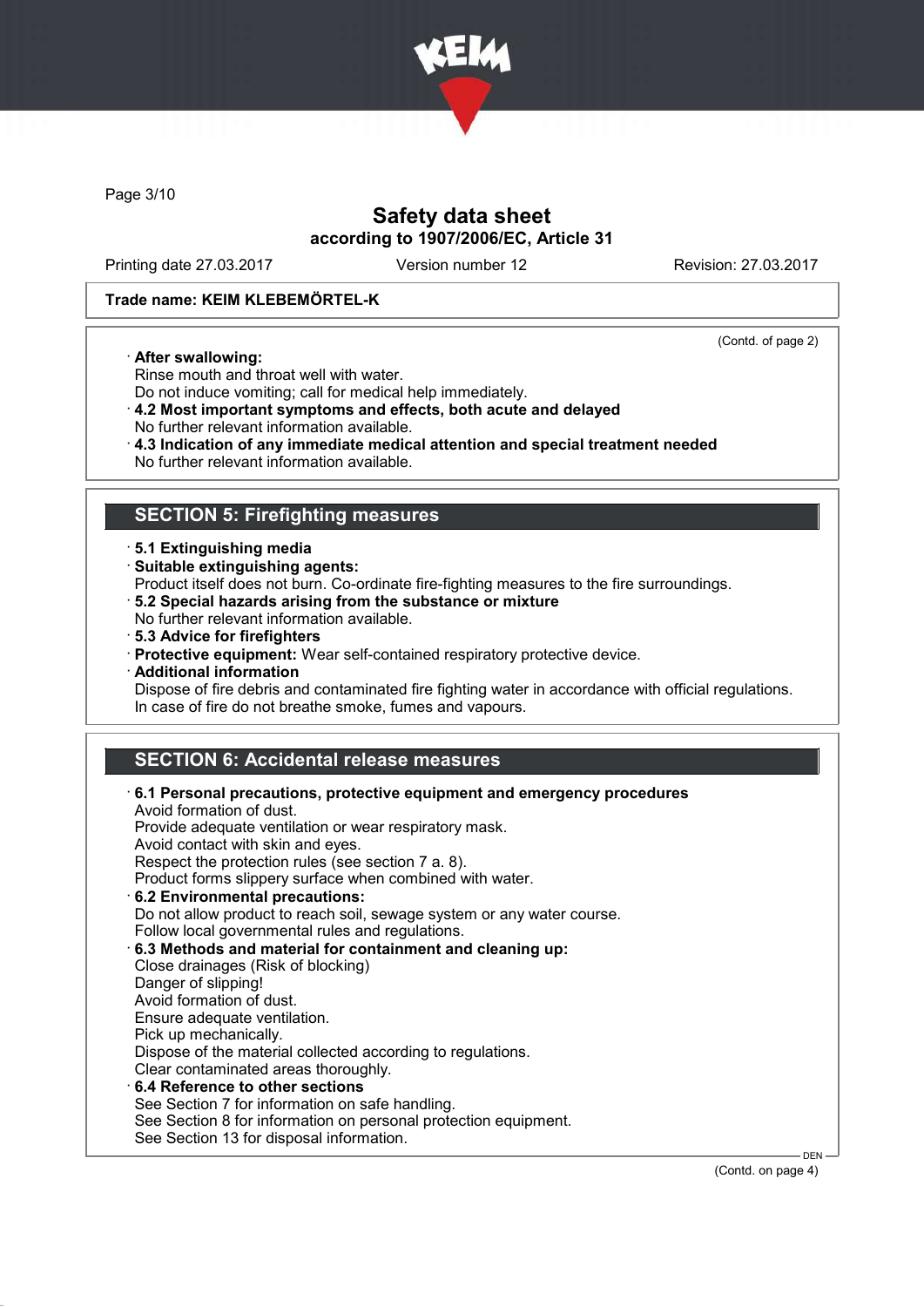Trade name: KEIM KLEBEMÖRTEL-K

(Contd. of page 2)

· **After swallowing:**
Rinse mouth and throat well with water.
Do not induce vomiting; call for medical help immediately.

· **4.2 Most important symptoms and effects, both acute and delayed**
No further relevant information available.

· **4.3 Indication of any immediate medical attention and special treatment needed**
No further relevant information available.

## SECTION 5: Firefighting measures

· **5.1 Extinguishing media**

· **Suitable extinguishing agents:**
Product itself does not burn. Co-ordinate fire-fighting measures to the fire surroundings.

· **5.2 Special hazards arising from the substance or mixture**
No further relevant information available.

· **5.3 Advice for firefighters**

· **Protective equipment:** Wear self-contained respiratory protective device.

· **Additional information**
Dispose of fire debris and contaminated fire fighting water in accordance with official regulations.
In case of fire do not breathe smoke, fumes and vapours.

## SECTION 6: Accidental release measures

· **6.1 Personal precautions, protective equipment and emergency procedures**
Avoid formation of dust.
Provide adequate ventilation or wear respiratory mask.
Avoid contact with skin and eyes.
Respect the protection rules (see section 7 a. 8).
Product forms slippery surface when combined with water.

· **6.2 Environmental precautions:**
Do not allow product to reach soil, sewage system or any water course.
Follow local governmental rules and regulations.

· **6.3 Methods and material for containment and cleaning up:**
Close drainages (Risk of blocking)
Danger of slipping!
Avoid formation of dust.
Ensure adequate ventilation.
Pick up mechanically.
Dispose of the material collected according to regulations.
Clear contaminated areas thoroughly.

· **6.4 Reference to other sections**
See Section 7 for information on safe handling.
See Section 8 for information on personal protection equipment.
See Section 13 for disposal information.

(Contd. on page 4)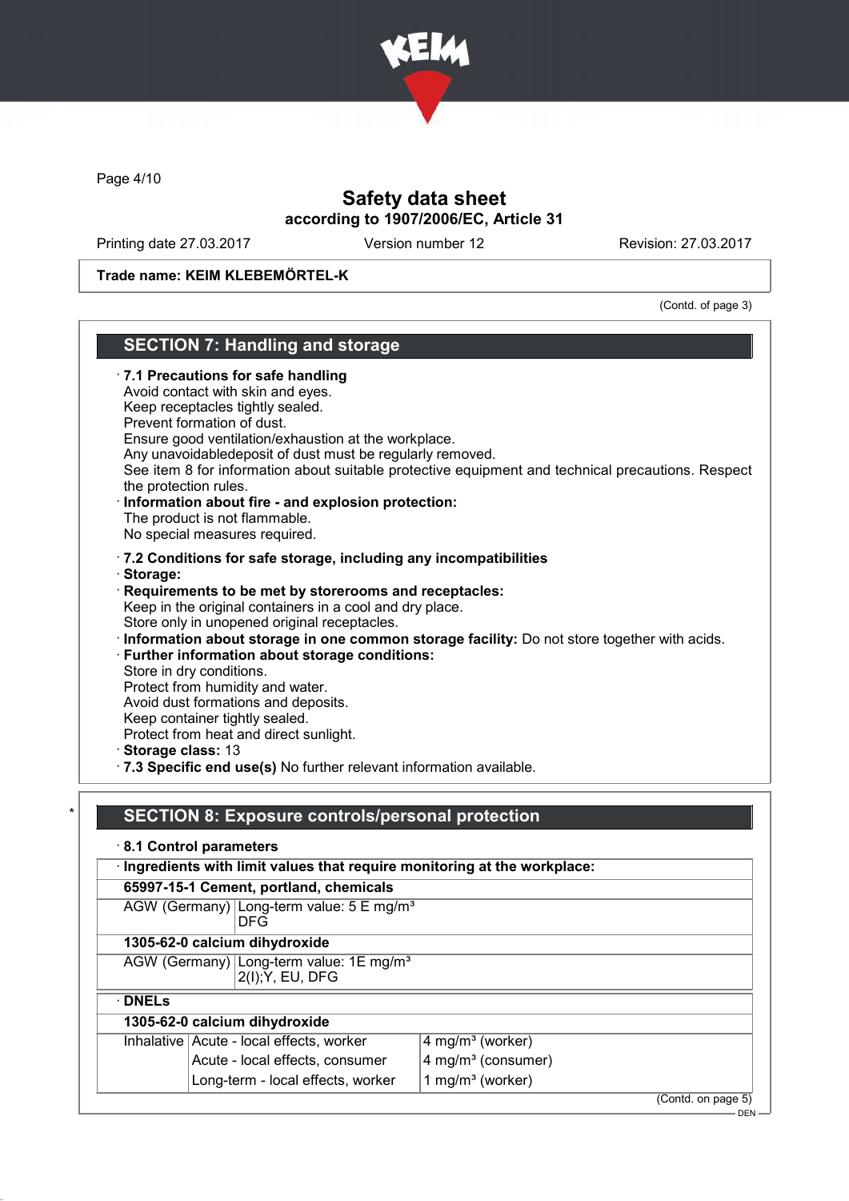Trade name: KEIM KLEBEMÖRTEL-K

(Contd. of page 3)

## SECTION 7: Handling and storage

· **7.1 Precautions for safe handling**
Avoid contact with skin and eyes.
Keep receptacles tightly sealed.
Prevent formation of dust.
Ensure good ventilation/exhaustion at the workplace.
Any unavoidabledeposit of dust must be regularly removed.
See item 8 for information about suitable protective equipment and technical precautions. Respect the protection rules.

· **Information about fire - and explosion protection:**
The product is not flammable.
No special measures required.

· **7.2 Conditions for safe storage, including any incompatibilities**
· **Storage:**
· **Requirements to be met by storerooms and receptacles:**
Keep in the original containers in a cool and dry place.
Store only in unopened original receptacles.
· **Information about storage in one common storage facility:** Do not store together with acids.
· **Further information about storage conditions:**
Store in dry conditions.
Protect from humidity and water.
Avoid dust formations and deposits.
Keep container tightly sealed.
Protect from heat and direct sunlight.
· **Storage class:** 13
· **7.3 Specific end use(s)** No further relevant information available.

## * SECTION 8: Exposure controls/personal protection

· **8.1 Control parameters**

· **Ingredients with limit values that require monitoring at the workplace:**

| **65997-15-1 Cement, portland, chemicals** | |
|---|---|
| AGW (Germany) | Long-term value: 5 E mg/m³<br>DFG |
| **1305-62-0 calcium dihydroxide** | |
| AGW (Germany) | Long-term value: 1E mg/m³<br>2(I);Y, EU, DFG |

· **DNELs**

| **1305-62-0 calcium dihydroxide** | | |
|---|---|---|
| Inhalative | Acute - local effects, worker | 4 mg/m³ (worker) |
| | Acute - local effects, consumer | 4 mg/m³ (consumer) |
| | Long-term - local effects, worker | 1 mg/m³ (worker) |

(Contd. on page 5)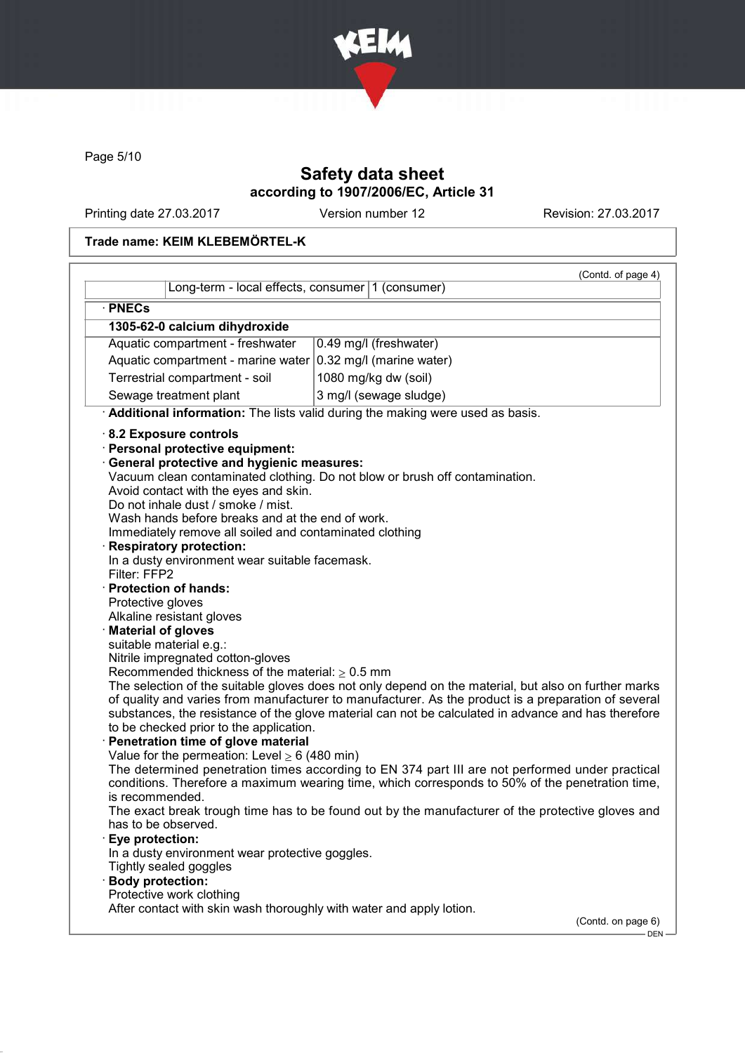(Contd. of page 4)

| | Long-term - local effects, consumer | 1 (consumer) |
|---|---|---|

· **PNECs**

| 1305-62-0 calcium dihydroxide | |
|---|---|
| Aquatic compartment - freshwater | 0.49 mg/l (freshwater) |
| Aquatic compartment - marine water | 0.32 mg/l (marine water) |
| Terrestrial compartment - soil | 1080 mg/kg dw (soil) |
| Sewage treatment plant | 3 mg/l (sewage sludge) |

· **Additional information:** The lists valid during the making were used as basis.

· **8.2 Exposure controls**

· **Personal protective equipment:**

· **General protective and hygienic measures:**
Vacuum clean contaminated clothing. Do not blow or brush off contamination.
Avoid contact with the eyes and skin.
Do not inhale dust / smoke / mist.
Wash hands before breaks and at the end of work.
Immediately remove all soiled and contaminated clothing

· **Respiratory protection:**
In a dusty environment wear suitable facemask.
Filter: FFP2

· **Protection of hands:**
Protective gloves
Alkaline resistant gloves

· **Material of gloves**
suitable material e.g.:
Nitrile impregnated cotton-gloves
Recommended thickness of the material: ≥ 0.5 mm
The selection of the suitable gloves does not only depend on the material, but also on further marks of quality and varies from manufacturer to manufacturer. As the product is a preparation of several substances, the resistance of the glove material can not be calculated in advance and has therefore to be checked prior to the application.

· **Penetration time of glove material**
Value for the permeation: Level ≥ 6 (480 min)
The determined penetration times according to EN 374 part III are not performed under practical conditions. Therefore a maximum wearing time, which corresponds to 50% of the penetration time, is recommended.
The exact break trough time has to be found out by the manufacturer of the protective gloves and has to be observed.

· **Eye protection:**
In a dusty environment wear protective goggles.
Tightly sealed goggles

· **Body protection:**
Protective work clothing
After contact with skin wash thoroughly with water and apply lotion.

(Contd. on page 6)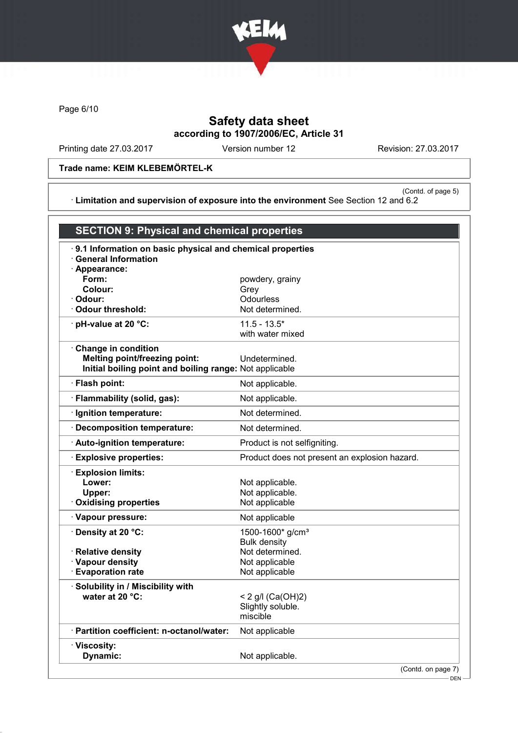Trade name: KEIM KLEBEMÖRTEL-K

(Contd. of page 5)

· **Limitation and supervision of exposure into the environment** See Section 12 and 6.2

## SECTION 9: Physical and chemical properties

· **9.1 Information on basic physical and chemical properties**

· **General Information**

| Property | Value |
|---|---|
| · **Appearance:** | |
| **Form:** | powdery, grainy |
| **Colour:** | Grey |
| · **Odour:** | Odourless |
| · **Odour threshold:** | Not determined. |
| · **pH-value at 20 °C:** | 11.5 - 13.5* with water mixed |
| · **Change in condition** | |
| **Melting point/freezing point:** | Undetermined. |
| **Initial boiling point and boiling range:** | Not applicable |
| · **Flash point:** | Not applicable. |
| · **Flammability (solid, gas):** | Not applicable. |
| · **Ignition temperature:** | Not determined. |
| · **Decomposition temperature:** | Not determined. |
| · **Auto-ignition temperature:** | Product is not selfigniting. |
| · **Explosive properties:** | Product does not present an explosion hazard. |
| · **Explosion limits:** | |
| **Lower:** | Not applicable. |
| **Upper:** | Not applicable. |
| · **Oxidising properties** | Not applicable |
| · **Vapour pressure:** | Not applicable |
| · **Density at 20 °C:** | 1500-1600* g/cm³ Bulk density |
| · **Relative density** | Not determined. |
| · **Vapour density** | Not applicable |
| · **Evaporation rate** | Not applicable |
| · **Solubility in / Miscibility with** | |
| **water at 20 °C:** | < 2 g/l ($Ca(OH)_2$) Slightly soluble. miscible |
| · **Partition coefficient: n-octanol/water:** | Not applicable |
| · **Viscosity:** | |
| **Dynamic:** | Not applicable. |

(Contd. on page 7)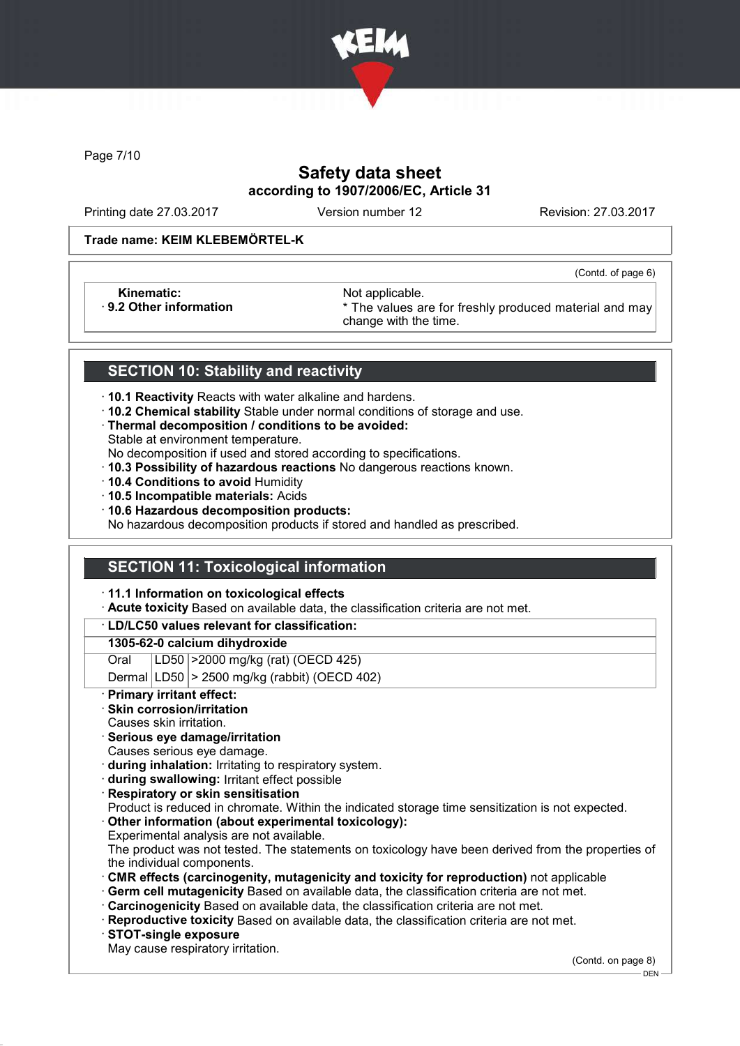**Trade name: KEIM KLEBEMÖRTEL-K**

(Contd. of page 6)

| | |
|---|---|
| **Kinematic:** | Not applicable. |
| · **9.2 Other information** | * The values are for freshly produced material and may change with the time. |

## SECTION 10: Stability and reactivity

· **10.1 Reactivity** Reacts with water alkaline and hardens.
· **10.2 Chemical stability** Stable under normal conditions of storage and use.
· **Thermal decomposition / conditions to be avoided:**
Stable at environment temperature.
No decomposition if used and stored according to specifications.
· **10.3 Possibility of hazardous reactions** No dangerous reactions known.
· **10.4 Conditions to avoid** Humidity
· **10.5 Incompatible materials:** Acids
· **10.6 Hazardous decomposition products:**
No hazardous decomposition products if stored and handled as prescribed.

## SECTION 11: Toxicological information

· **11.1 Information on toxicological effects**
· **Acute toxicity** Based on available data, the classification criteria are not met.

· **LD/LC50 values relevant for classification:**

| **1305-62-0 calcium dihydroxide** | | |
|---|---|---|
| Oral | LD50 | >2000 mg/kg (rat) (OECD 425) |
| Dermal | LD50 | > 2500 mg/kg (rabbit) (OECD 402) |

· **Primary irritant effect:**
· **Skin corrosion/irritation**
Causes skin irritation.
· **Serious eye damage/irritation**
Causes serious eye damage.
· **during inhalation:** Irritating to respiratory system.
· **during swallowing:** Irritant effect possible
· **Respiratory or skin sensitisation**
Product is reduced in chromate. Within the indicated storage time sensitization is not expected.
· **Other information (about experimental toxicology):**
Experimental analysis are not available.
The product was not tested. The statements on toxicology have been derived from the properties of the individual components.
· **CMR effects (carcinogenity, mutagenicity and toxicity for reproduction)** not applicable
· **Germ cell mutagenicity** Based on available data, the classification criteria are not met.
· **Carcinogenicity** Based on available data, the classification criteria are not met.
· **Reproductive toxicity** Based on available data, the classification criteria are not met.
· **STOT-single exposure**
May cause respiratory irritation.

(Contd. on page 8)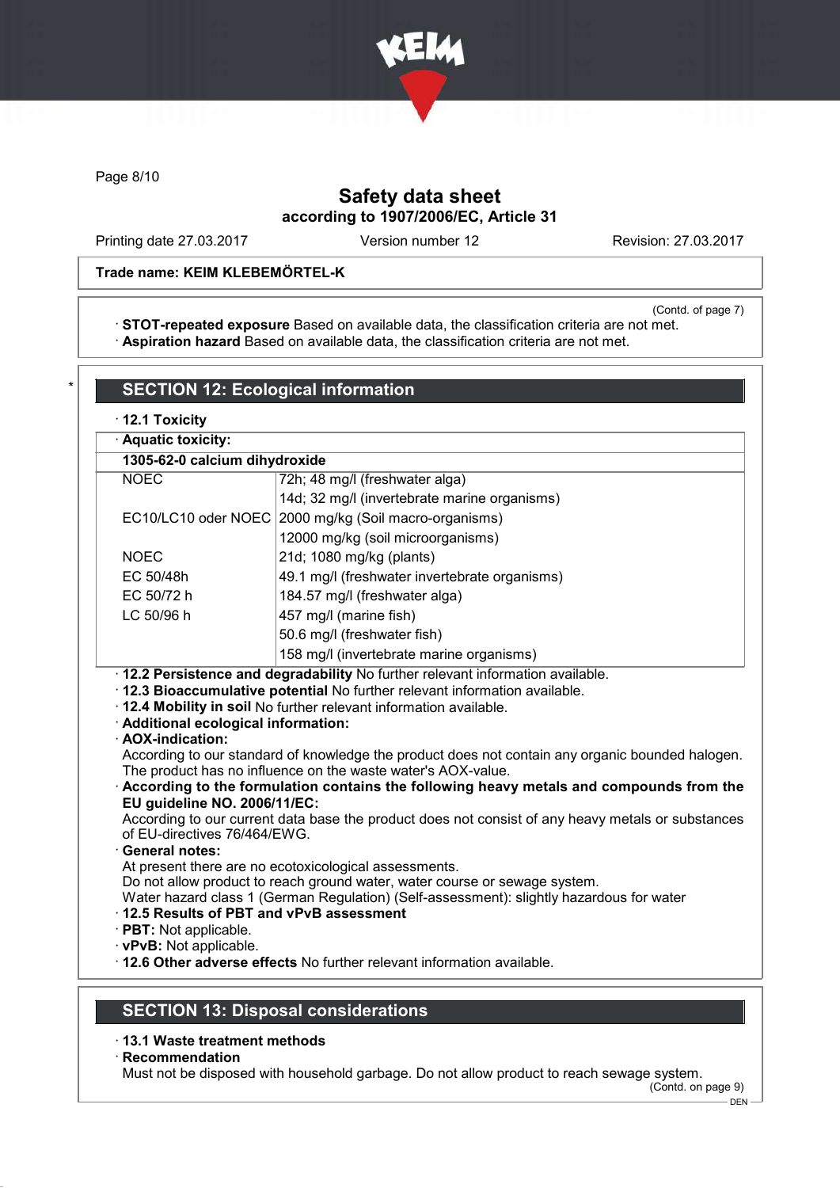**Safety data sheet**
**according to 1907/2006/EC, Article 31**

Printing date 27.03.2017 Version number 12 Revision: 27.03.2017

**Trade name: KEIM KLEBEMÖRTEL-K**

(Contd. of page 7)

· **STOT-repeated exposure** Based on available data, the classification criteria are not met.
· **Aspiration hazard** Based on available data, the classification criteria are not met.

## SECTION 12: Ecological information

· **12.1 Toxicity**

| · **Aquatic toxicity:** | |
|---|---|
| **1305-62-0 calcium dihydroxide** | |
| NOEC | 72h; 48 mg/l (freshwater alga) |
| | 14d; 32 mg/l (invertebrate marine organisms) |
| EC10/LC10 oder NOEC | 2000 mg/kg (Soil macro-organisms) |
| | 12000 mg/kg (soil microorganisms) |
| NOEC | 21d; 1080 mg/kg (plants) |
| EC 50/48h | 49.1 mg/l (freshwater invertebrate organisms) |
| EC 50/72 h | 184.57 mg/l (freshwater alga) |
| LC 50/96 h | 457 mg/l (marine fish) |
| | 50.6 mg/l (freshwater fish) |
| | 158 mg/l (invertebrate marine organisms) |

· **12.2 Persistence and degradability** No further relevant information available.
· **12.3 Bioaccumulative potential** No further relevant information available.
· **12.4 Mobility in soil** No further relevant information available.
· **Additional ecological information:**
· **AOX-indication:**
According to our standard of knowledge the product does not contain any organic bounded halogen. The product has no influence on the waste water's AOX-value.
· **According to the formulation contains the following heavy metals and compounds from the EU guideline NO. 2006/11/EC:**
According to our current data base the product does not consist of any heavy metals or substances of EU-directives 76/464/EWG.
· **General notes:**
At present there are no ecotoxicological assessments.
Do not allow product to reach ground water, water course or sewage system.
Water hazard class 1 (German Regulation) (Self-assessment): slightly hazardous for water
· **12.5 Results of PBT and vPvB assessment**
· **PBT:** Not applicable.
· **vPvB:** Not applicable.
· **12.6 Other adverse effects** No further relevant information available.

## SECTION 13: Disposal considerations

· **13.1 Waste treatment methods**
· **Recommendation**
Must not be disposed with household garbage. Do not allow product to reach sewage system.

(Contd. on page 9)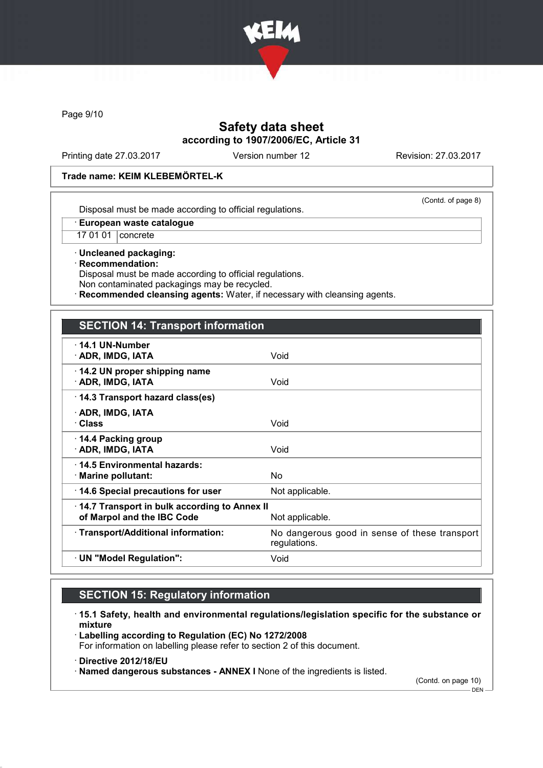Trade name: KEIM KLEBEMÖRTEL-K

(Contd. of page 8)

Disposal must be made according to official regulations.

| · European waste catalogue | |
|---|---|
| 17 01 01 | concrete |

· **Uncleaned packaging:**
· **Recommendation:**
Disposal must be made according to official regulations.
Non contaminated packagings may be recycled.
· **Recommended cleansing agents:** Water, if necessary with cleansing agents.

## SECTION 14: Transport information

| | |
|---|---|
| · **14.1 UN-Number** | |
| · **ADR, IMDG, IATA** | Void |
| · **14.2 UN proper shipping name** | |
| · **ADR, IMDG, IATA** | Void |
| · **14.3 Transport hazard class(es)** | |
| · **ADR, IMDG, IATA** | |
| · **Class** | Void |
| · **14.4 Packing group** | |
| · **ADR, IMDG, IATA** | Void |
| · **14.5 Environmental hazards:** | |
| · **Marine pollutant:** | No |
| · **14.6 Special precautions for user** | Not applicable. |
| · **14.7 Transport in bulk according to Annex II of Marpol and the IBC Code** | Not applicable. |
| · **Transport/Additional information:** | No dangerous good in sense of these transport regulations. |
| · **UN "Model Regulation":** | Void |

## SECTION 15: Regulatory information

· **15.1 Safety, health and environmental regulations/legislation specific for the substance or mixture**
· **Labelling according to Regulation (EC) No 1272/2008**
For information on labelling please refer to section 2 of this document.

· **Directive 2012/18/EU**
· **Named dangerous substances - ANNEX I** None of the ingredients is listed.

(Contd. on page 10)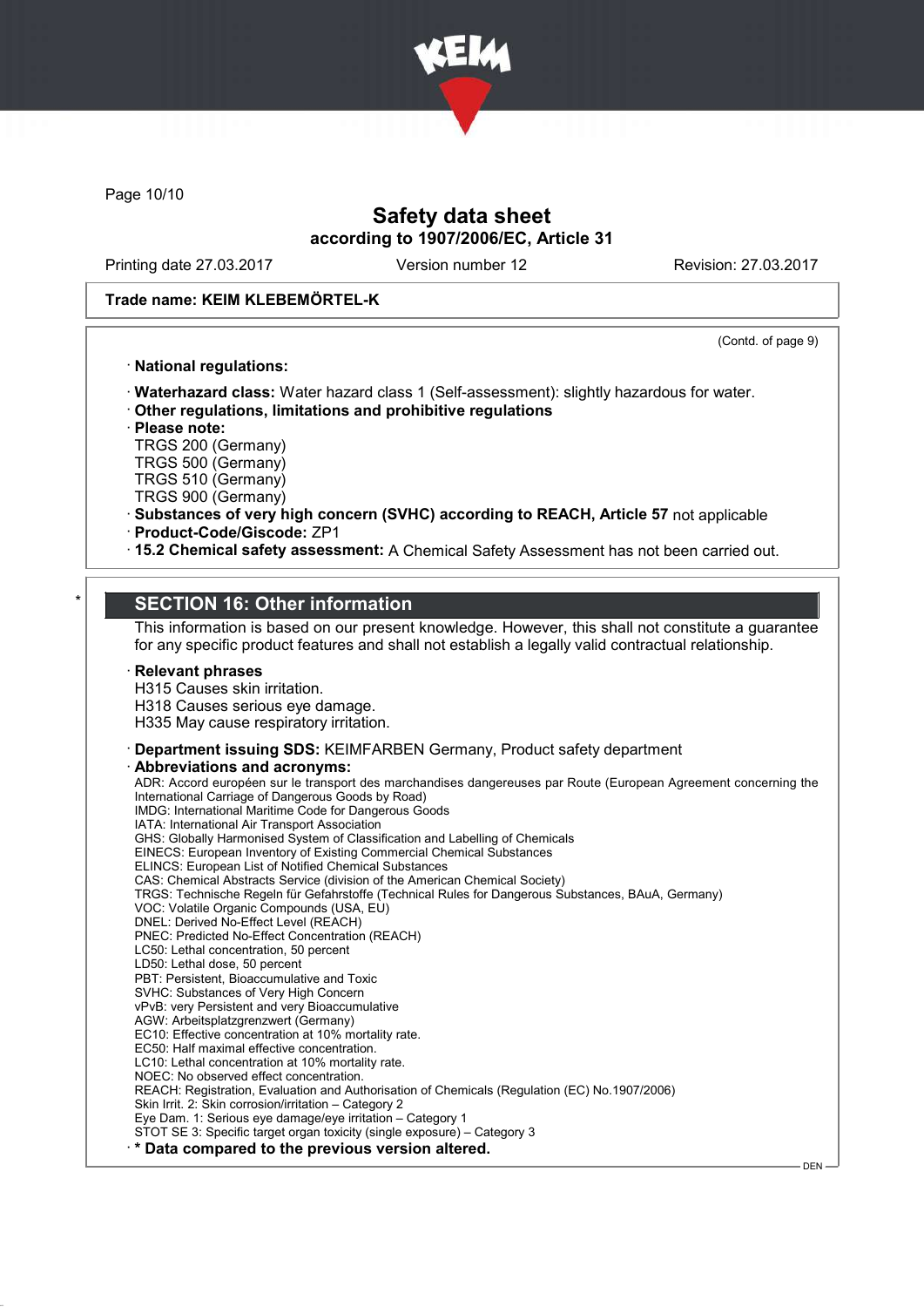Trade name: KEIM KLEBEMÖRTEL-K

(Contd. of page 9)

· **National regulations:**

· **Waterhazard class:** Water hazard class 1 (Self-assessment): slightly hazardous for water.
· **Other regulations, limitations and prohibitive regulations**
· **Please note:**
TRGS 200 (Germany)
TRGS 500 (Germany)
TRGS 510 (Germany)
TRGS 900 (Germany)
· **Substances of very high concern (SVHC) according to REACH, Article 57** not applicable
· **Product-Code/Giscode:** ZP1
· **15.2 Chemical safety assessment:** A Chemical Safety Assessment has not been carried out.

## * SECTION 16: Other information

This information is based on our present knowledge. However, this shall not constitute a guarantee for any specific product features and shall not establish a legally valid contractual relationship.

· **Relevant phrases**
H315 Causes skin irritation.
H318 Causes serious eye damage.
H335 May cause respiratory irritation.

· **Department issuing SDS:** KEIMFARBEN Germany, Product safety department
· **Abbreviations and acronyms:**
ADR: Accord européen sur le transport des marchandises dangereuses par Route (European Agreement concerning the International Carriage of Dangerous Goods by Road)
IMDG: International Maritime Code for Dangerous Goods
IATA: International Air Transport Association
GHS: Globally Harmonised System of Classification and Labelling of Chemicals
EINECS: European Inventory of Existing Commercial Chemical Substances
ELINCS: European List of Notified Chemical Substances
CAS: Chemical Abstracts Service (division of the American Chemical Society)
TRGS: Technische Regeln für Gefahrstoffe (Technical Rules for Dangerous Substances, BAuA, Germany)
VOC: Volatile Organic Compounds (USA, EU)
DNEL: Derived No-Effect Level (REACH)
PNEC: Predicted No-Effect Concentration (REACH)
LC50: Lethal concentration, 50 percent
LD50: Lethal dose, 50 percent
PBT: Persistent, Bioaccumulative and Toxic
SVHC: Substances of Very High Concern
vPvB: very Persistent and very Bioaccumulative
AGW: Arbeitsplatzgrenzwert (Germany)
EC10: Effective concentration at 10% mortality rate.
EC50: Half maximal effective concentration.
LC10: Lethal concentration at 10% mortality rate.
NOEC: No observed effect concentration.
REACH: Registration, Evaluation and Authorisation of Chemicals (Regulation (EC) No.1907/2006)
Skin Irrit. 2: Skin corrosion/irritation – Category 2
Eye Dam. 1: Serious eye damage/eye irritation – Category 1
STOT SE 3: Specific target organ toxicity (single exposure) – Category 3
· **\* Data compared to the previous version altered.**